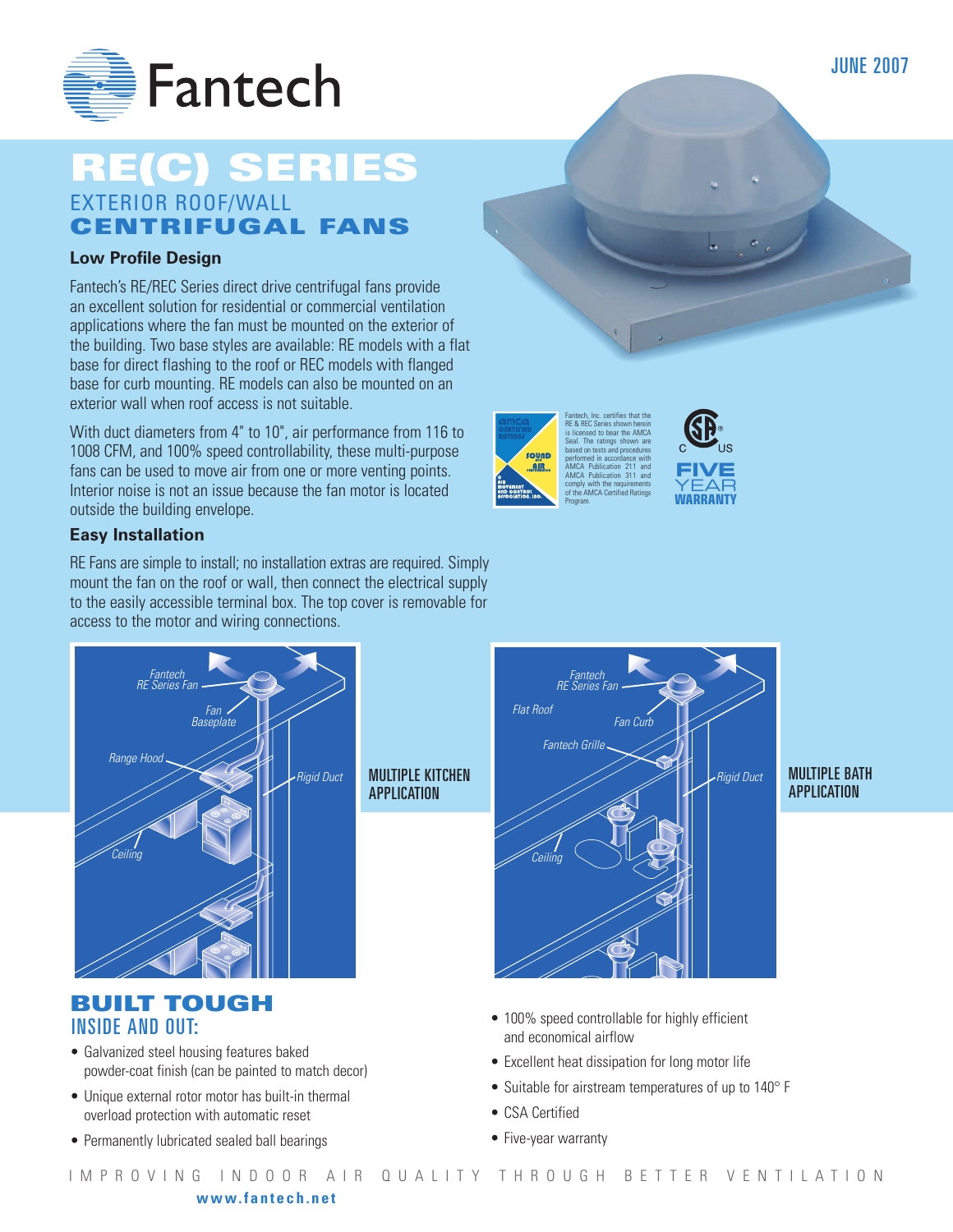Fantech

JUNE 2007

# RE(C) SERIES

## EXTERIOR ROOF/WALL CENTRIFUGAL FANS

### Low Profile Design

Fantech's RE/REC Series direct drive centrifugal fans provide an excellent solution for residential or commercial ventilation applications where the fan must be mounted on the exterior of the building. Two base styles are available: RE models with a flat base for direct flashing to the roof or REC models with flanged base for curb mounting. RE models can also be mounted on an exterior wall when roof access is not suitable.

With duct diameters from 4" to 10", air performance from 116 to 1008 CFM, and 100% speed controllability, these multi-purpose fans can be used to move air from one or more venting points. Interior noise is not an issue because the fan motor is located outside the building envelope.

Fantech, Inc. certifies that the RE & REC Series shown herein is licensed to bear the AMCA Seal. The ratings shown are based on tests and procedures performed in accordance with AMCA Publication 211 and AMCA Publication 311 and comply with the requirements of the AMCA Certified Ratings Program.

FIVE YEAR WARRANTY

### Easy Installation

RE Fans are simple to install; no installation extras are required. Simply mount the fan on the roof or wall, then connect the electrical supply to the easily accessible terminal box. The top cover is removable for access to the motor and wiring connections.

MULTIPLE KITCHEN APPLICATION

MULTIPLE BATH APPLICATION

## BUILT TOUGH INSIDE AND OUT:

- Galvanized steel housing features baked powder-coat finish (can be painted to match decor)
- Unique external rotor motor has built-in thermal overload protection with automatic reset
- Permanently lubricated sealed ball bearings
- 100% speed controllable for highly efficient and economical airflow
- Excellent heat dissipation for long motor life
- Suitable for airstream temperatures of up to 140° F
- CSA Certified
- Five-year warranty

IMPROVING INDOOR AIR QUALITY THROUGH BETTER VENTILATION

www.fantech.net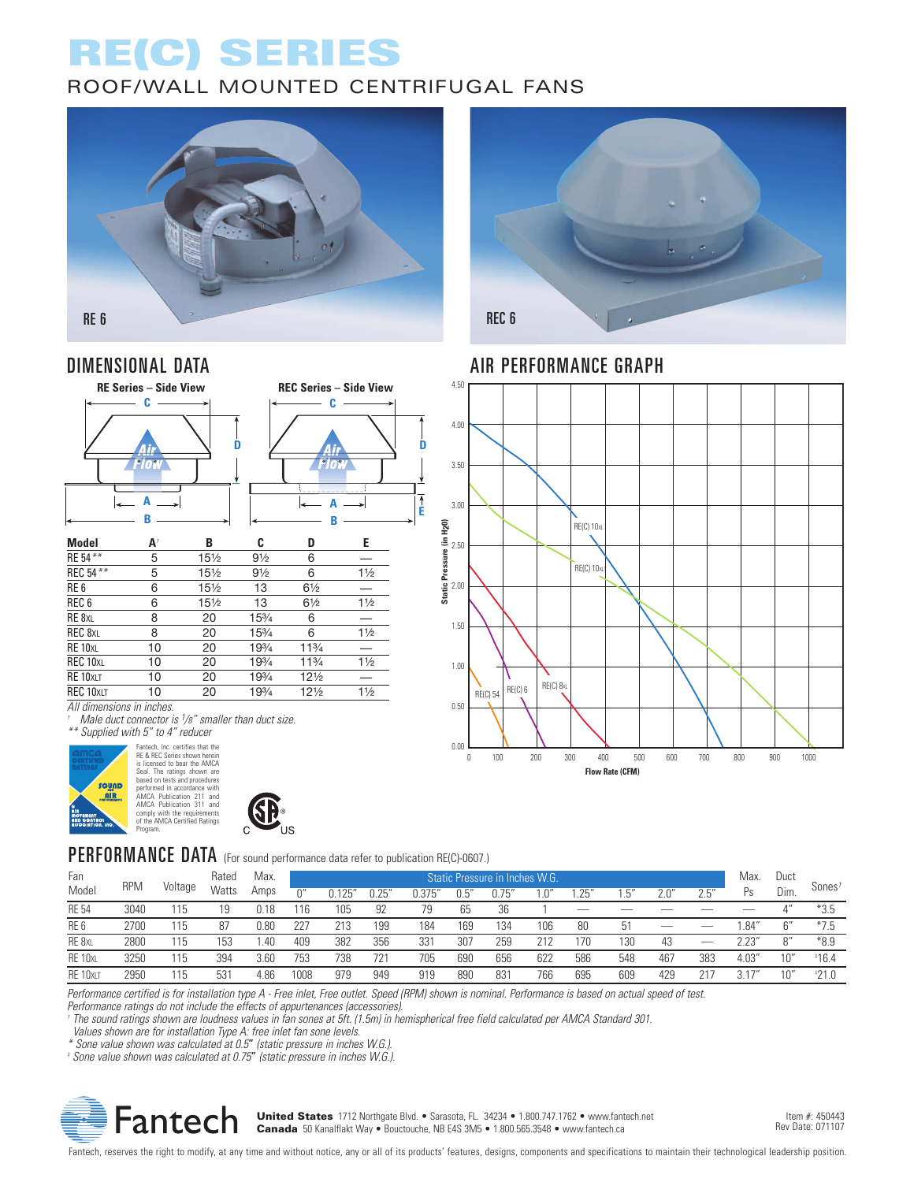# RE(C) SERIES

## ROOF/WALL MOUNTED CENTRIFUGAL FANS

RE 6

REC 6

## DIMENSIONAL DATA

RE Series – Side View

REC Series – Side View

C
D
Air Flow
A
B
E

| Model | A† | B | C | D | E |
|---|---|---|---|---|---|
| RE 54** | 5 | 15½ | 9½ | 6 | — |
| REC 54** | 5 | 15½ | 9½ | 6 | 1½ |
| RE 6 | 6 | 15½ | 13 | 6½ | — |
| REC 6 | 6 | 15½ | 13 | 6½ | 1½ |
| RE 8XL | 8 | 20 | 15¾ | 6 | — |
| REC 8XL | 8 | 20 | 15¾ | 6 | 1½ |
| RE 10XL | 10 | 20 | 19¾ | 11¾ | — |
| REC 10XL | 10 | 20 | 19¾ | 11¾ | 1½ |
| RE 10XLT | 10 | 20 | 19¾ | 12½ | — |
| REC 10XLT | 10 | 20 | 19¾ | 12½ | 1½ |

*All dimensions in inches.*

*† Male duct connector is 1/8" smaller than duct size.*

*** Supplied with 5" to 4" reducer*

Fantech, Inc. certifies that the RE & REC Series shown herein is licensed to bear the AMCA Seal. The ratings shown are based on tests and procedures performed in accordance with AMCA Publication 211 and AMCA Publication 311 and comply with the requirements of the AMCA Certified Ratings Program.

## AIR PERFORMANCE GRAPH

Static Pressure (in H20)

4.50
4.00
3.50
3.00
2.50
2.00
1.50
1.00
0.50
0.00

0 100 200 300 400 500 600 700 800 900 1000

Flow Rate (CFM)

RE(C) 10XL
RE(C) 10XLT
RE(C) 54
RE(C) 6
RE(C) 8XL

## PERFORMANCE DATA (For sound performance data refer to publication RE(C)-0607.)

| Fan Model | RPM | Voltage | Rated Watts | Max. Amps | Static Pressure in Inches W.G. | | | | | | | | | | | Max. Ps | Duct Dim. | Sones† |
|---|---|---|---|---|---|---|---|---|---|---|---|---|---|---|---|---|---|---|
| | | | | | 0" | 0.125" | 0.25" | 0.375" | 0.5" | 0.75" | 1.0" | 1.25" | 1.5" | 2.0" | 2.5" | | | |
| RE 54 | 3040 | 115 | 19 | 0.18 | 116 | 105 | 92 | 79 | 65 | 36 | 1 | — | — | — | — | — | 4" | *3.5 |
| RE 6 | 2700 | 115 | 87 | 0.80 | 227 | 213 | 199 | 184 | 169 | 134 | 106 | 80 | 51 | — | — | 1.84" | 6" | *7.5 |
| RE 8XL | 2800 | 115 | 153 | 1.40 | 409 | 382 | 356 | 331 | 307 | 259 | 212 | 170 | 130 | 43 | — | 2.23" | 8" | *8.9 |
| RE 10XL | 3250 | 115 | 394 | 3.60 | 753 | 738 | 721 | 705 | 690 | 656 | 622 | 586 | 548 | 467 | 383 | 4.03" | 10" | ‡16.4 |
| RE 10XLT | 2950 | 115 | 531 | 4.86 | 1008 | 979 | 949 | 919 | 890 | 831 | 766 | 695 | 609 | 429 | 217 | 3.17" | 10" | ‡21.0 |

*Performance certified is for installation type A - Free inlet, Free outlet. Speed (RPM) shown is nominal. Performance is based on actual speed of test.*
*Performance ratings do not include the effects of appurtenances (accessories).*
*† The sound ratings shown are loudness values in fan sones at 5ft. (1.5m) in hemispherical free field calculated per AMCA Standard 301. Values shown are for installation Type A: free inlet fan sone levels.*
** Sone value shown was calculated at 0.5" (static pressure in inches W.G.).*
*‡ Sone value shown was calculated at 0.75" (static pressure in inches W.G.).*

Fantech

**United States** 1712 Northgate Blvd. • Sarasota, FL. 34234 • 1.800.747.1762 • www.fantech.net
**Canada** 50 Kanalflakt Way • Bouctouche, NB E4S 3M5 • 1.800.565.3548 • www.fantech.ca

Item #: 450443
Rev Date: 071107

Fantech, reserves the right to modify, at any time and without notice, any or all of its products' features, designs, components and specifications to maintain their technological leadership position.